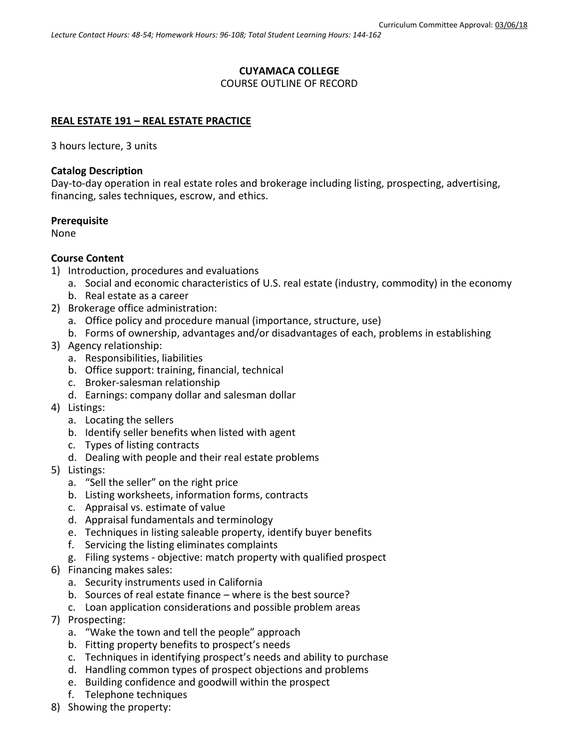Curriculum Committee Approval: 03/06/18

*Lecture Contact Hours: 48-54; Homework Hours: 96-108; Total Student Learning Hours: 144-162*

**CUYAMACA COLLEGE**

COURSE OUTLINE OF RECORD

**REAL ESTATE 191 – REAL ESTATE PRACTICE**

3 hours lecture, 3 units

**Catalog Description**

Day-to-day operation in real estate roles and brokerage including listing, prospecting, advertising, financing, sales techniques, escrow, and ethics.

**Prerequisite**

None

**Course Content**

1) Introduction, procedures and evaluations
    a. Social and economic characteristics of U.S. real estate (industry, commodity) in the economy
    b. Real estate as a career
2) Brokerage office administration:
    a. Office policy and procedure manual (importance, structure, use)
    b. Forms of ownership, advantages and/or disadvantages of each, problems in establishing
3) Agency relationship:
    a. Responsibilities, liabilities
    b. Office support: training, financial, technical
    c. Broker-salesman relationship
    d. Earnings: company dollar and salesman dollar
4) Listings:
    a. Locating the sellers
    b. Identify seller benefits when listed with agent
    c. Types of listing contracts
    d. Dealing with people and their real estate problems
5) Listings:
    a. "Sell the seller" on the right price
    b. Listing worksheets, information forms, contracts
    c. Appraisal vs. estimate of value
    d. Appraisal fundamentals and terminology
    e. Techniques in listing saleable property, identify buyer benefits
    f. Servicing the listing eliminates complaints
    g. Filing systems - objective: match property with qualified prospect
6) Financing makes sales:
    a. Security instruments used in California
    b. Sources of real estate finance – where is the best source?
    c. Loan application considerations and possible problem areas
7) Prospecting:
    a. "Wake the town and tell the people" approach
    b. Fitting property benefits to prospect's needs
    c. Techniques in identifying prospect's needs and ability to purchase
    d. Handling common types of prospect objections and problems
    e. Building confidence and goodwill within the prospect
    f. Telephone techniques
8) Showing the property: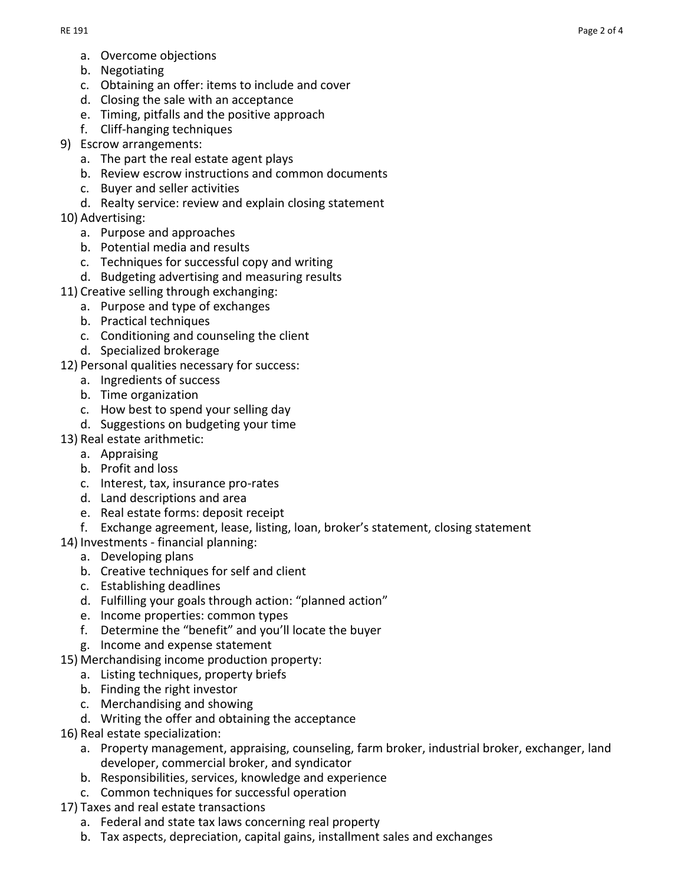a. Overcome objections
   b. Negotiating
   c. Obtaining an offer: items to include and cover
   d. Closing the sale with an acceptance
   e. Timing, pitfalls and the positive approach
   f. Cliff-hanging techniques

9) Escrow arrangements:
   a. The part the real estate agent plays
   b. Review escrow instructions and common documents
   c. Buyer and seller activities
   d. Realty service: review and explain closing statement
10) Advertising:
    a. Purpose and approaches
    b. Potential media and results
    c. Techniques for successful copy and writing
    d. Budgeting advertising and measuring results
11) Creative selling through exchanging:
    a. Purpose and type of exchanges
    b. Practical techniques
    c. Conditioning and counseling the client
    d. Specialized brokerage
12) Personal qualities necessary for success:
    a. Ingredients of success
    b. Time organization
    c. How best to spend your selling day
    d. Suggestions on budgeting your time
13) Real estate arithmetic:
    a. Appraising
    b. Profit and loss
    c. Interest, tax, insurance pro-rates
    d. Land descriptions and area
    e. Real estate forms: deposit receipt
    f. Exchange agreement, lease, listing, loan, broker's statement, closing statement
14) Investments - financial planning:
    a. Developing plans
    b. Creative techniques for self and client
    c. Establishing deadlines
    d. Fulfilling your goals through action: "planned action"
    e. Income properties: common types
    f. Determine the "benefit" and you'll locate the buyer
    g. Income and expense statement
15) Merchandising income production property:
    a. Listing techniques, property briefs
    b. Finding the right investor
    c. Merchandising and showing
    d. Writing the offer and obtaining the acceptance
16) Real estate specialization:
    a. Property management, appraising, counseling, farm broker, industrial broker, exchanger, land developer, commercial broker, and syndicator
    b. Responsibilities, services, knowledge and experience
    c. Common techniques for successful operation
17) Taxes and real estate transactions
    a. Federal and state tax laws concerning real property
    b. Tax aspects, depreciation, capital gains, installment sales and exchanges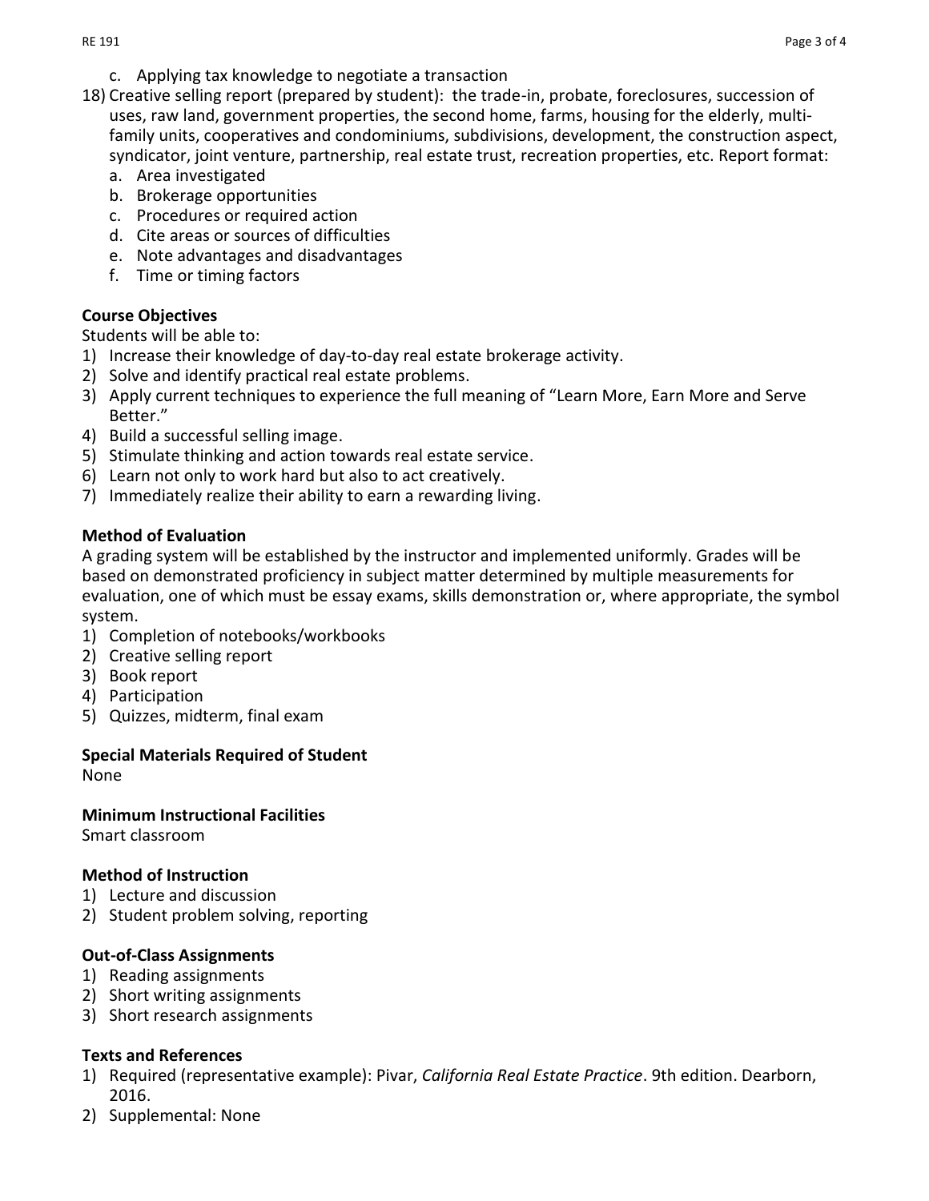c. Applying tax knowledge to negotiate a transaction

18) Creative selling report (prepared by student): the trade-in, probate, foreclosures, succession of uses, raw land, government properties, the second home, farms, housing for the elderly, multi-family units, cooperatives and condominiums, subdivisions, development, the construction aspect, syndicator, joint venture, partnership, real estate trust, recreation properties, etc. Report format:
   a. Area investigated
   b. Brokerage opportunities
   c. Procedures or required action
   d. Cite areas or sources of difficulties
   e. Note advantages and disadvantages
   f. Time or timing factors

**Course Objectives**

Students will be able to:

1) Increase their knowledge of day-to-day real estate brokerage activity.
2) Solve and identify practical real estate problems.
3) Apply current techniques to experience the full meaning of "Learn More, Earn More and Serve Better."
4) Build a successful selling image.
5) Stimulate thinking and action towards real estate service.
6) Learn not only to work hard but also to act creatively.
7) Immediately realize their ability to earn a rewarding living.

**Method of Evaluation**

A grading system will be established by the instructor and implemented uniformly. Grades will be based on demonstrated proficiency in subject matter determined by multiple measurements for evaluation, one of which must be essay exams, skills demonstration or, where appropriate, the symbol system.

1) Completion of notebooks/workbooks
2) Creative selling report
3) Book report
4) Participation
5) Quizzes, midterm, final exam

**Special Materials Required of Student**

None

**Minimum Instructional Facilities**

Smart classroom

**Method of Instruction**

1) Lecture and discussion
2) Student problem solving, reporting

**Out-of-Class Assignments**

1) Reading assignments
2) Short writing assignments
3) Short research assignments

**Texts and References**

1) Required (representative example): Pivar, *California Real Estate Practice*. 9th edition. Dearborn, 2016.
2) Supplemental: None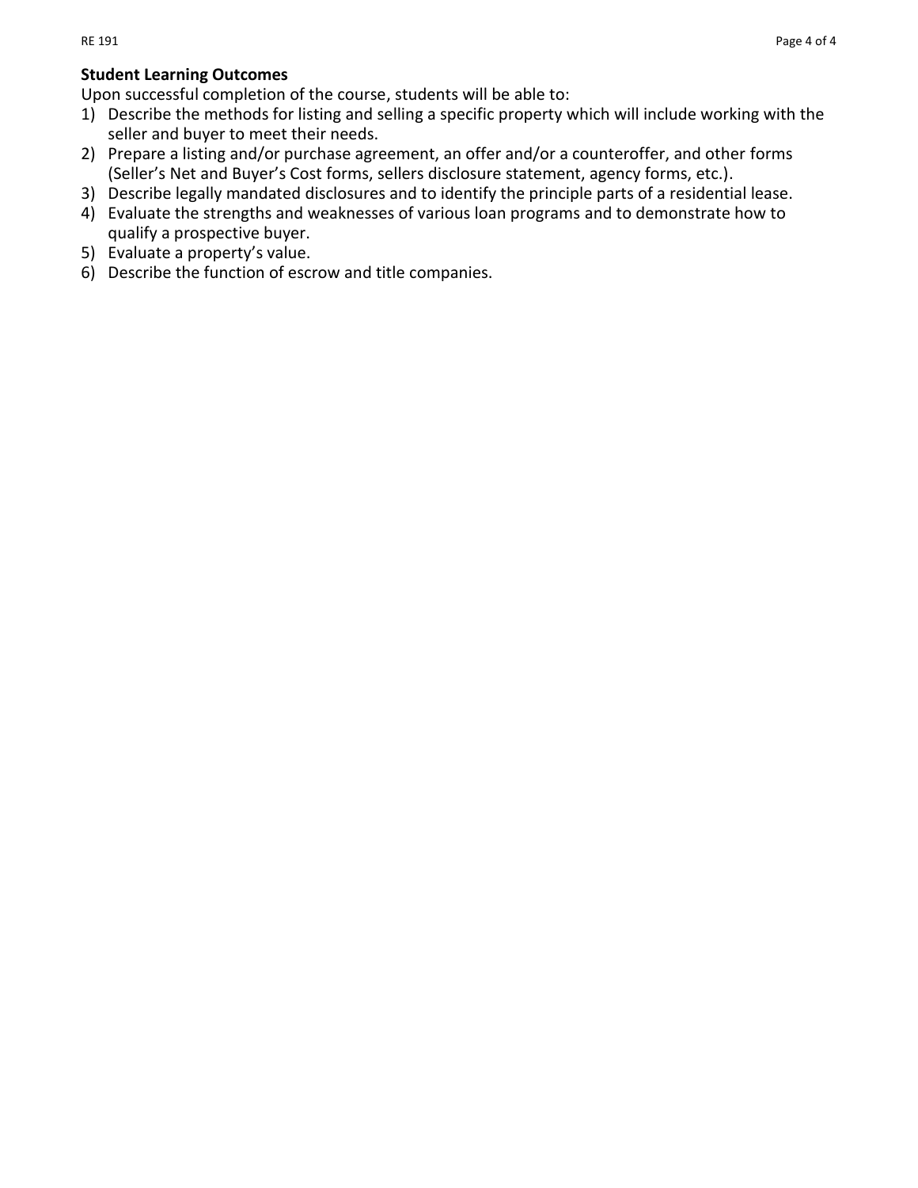**Student Learning Outcomes**

Upon successful completion of the course, students will be able to:

1) Describe the methods for listing and selling a specific property which will include working with the seller and buyer to meet their needs.
2) Prepare a listing and/or purchase agreement, an offer and/or a counteroffer, and other forms (Seller's Net and Buyer's Cost forms, sellers disclosure statement, agency forms, etc.).
3) Describe legally mandated disclosures and to identify the principle parts of a residential lease.
4) Evaluate the strengths and weaknesses of various loan programs and to demonstrate how to qualify a prospective buyer.
5) Evaluate a property's value.
6) Describe the function of escrow and title companies.